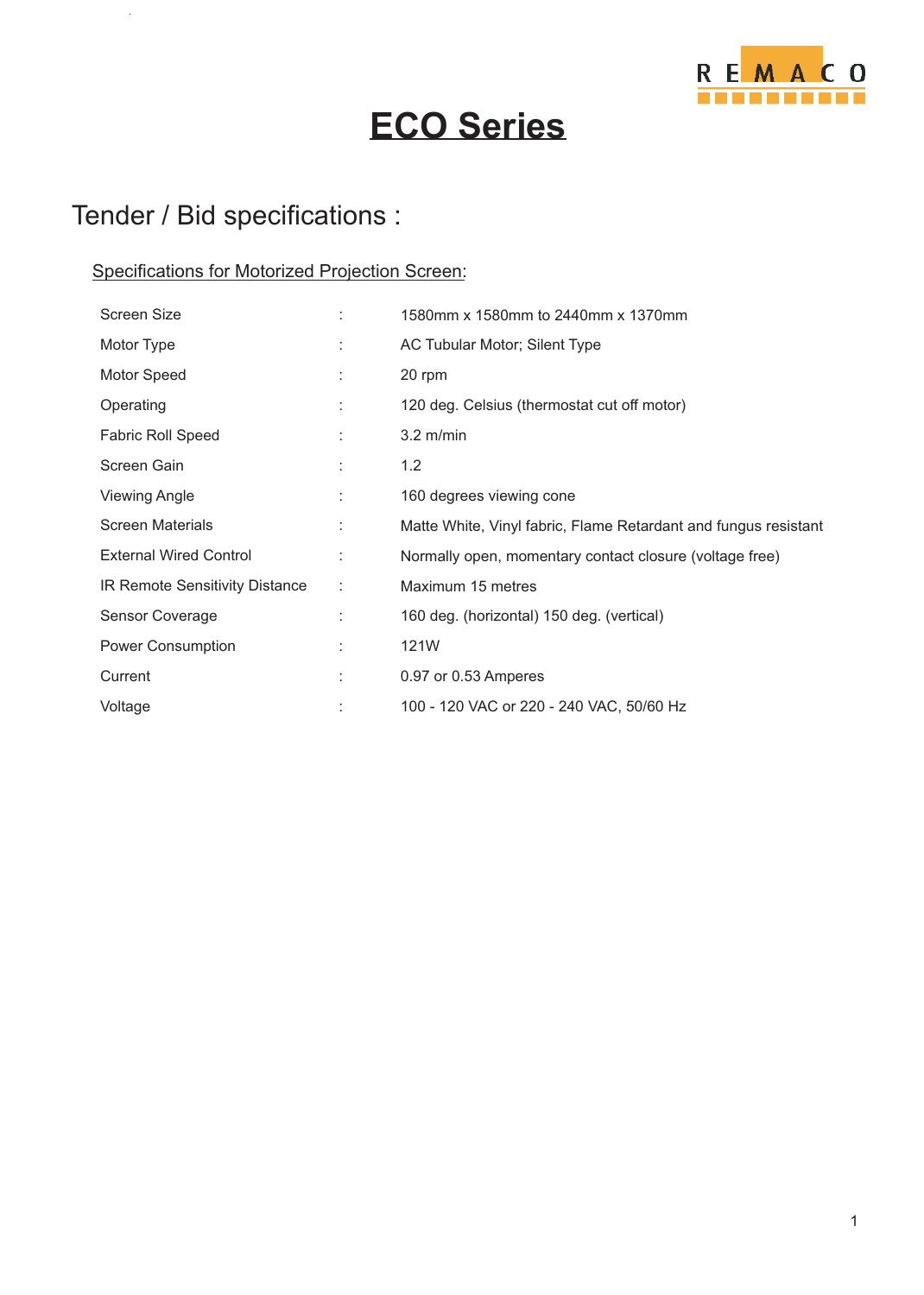# ECO Series

## Tender / Bid specifications :

### Specifications for Motorized Projection Screen:

| | | |
|---|---|---|
| Screen Size | : | 1580mm x 1580mm to 2440mm x 1370mm |
| Motor Type | : | AC Tubular Motor; Silent Type |
| Motor Speed | : | 20 rpm |
| Operating | : | 120 deg. Celsius (thermostat cut off motor) |
| Fabric Roll Speed | : | 3.2 m/min |
| Screen Gain | : | 1.2 |
| Viewing Angle | : | 160 degrees viewing cone |
| Screen Materials | : | Matte White, Vinyl fabric, Flame Retardant and fungus resistant |
| External Wired Control | : | Normally open, momentary contact closure (voltage free) |
| IR Remote Sensitivity Distance | : | Maximum 15 metres |
| Sensor Coverage | : | 160 deg. (horizontal) 150 deg. (vertical) |
| Power Consumption | : | 121W |
| Current | : | 0.97 or 0.53 Amperes |
| Voltage | : | 100 - 120 VAC or 220 - 240 VAC, 50/60 Hz |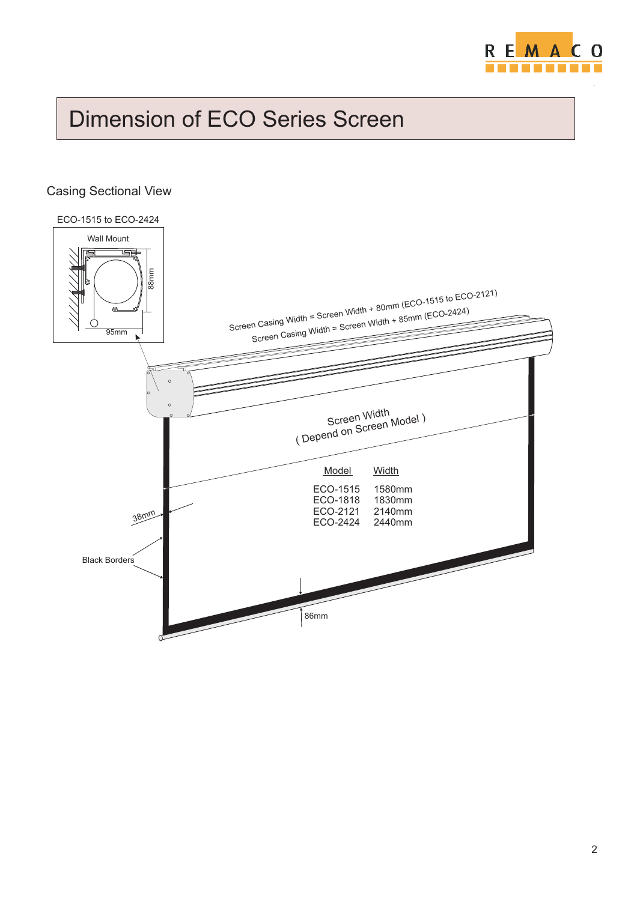# Dimension of ECO Series Screen

## Casing Sectional View

ECO-1515 to ECO-2424

Wall Mount

88mm

95mm

Screen Casing Width = Screen Width + 80mm (ECO-1515 to ECO-2121)

Screen Casing Width = Screen Width + 85mm (ECO-2424)

Screen Width
( Depend on Screen Model )

| Model | Width |
|---|---|
| ECO-1515 | 1580mm |
| ECO-1818 | 1830mm |
| ECO-2121 | 2140mm |
| ECO-2424 | 2440mm |

38mm

Black Borders

86mm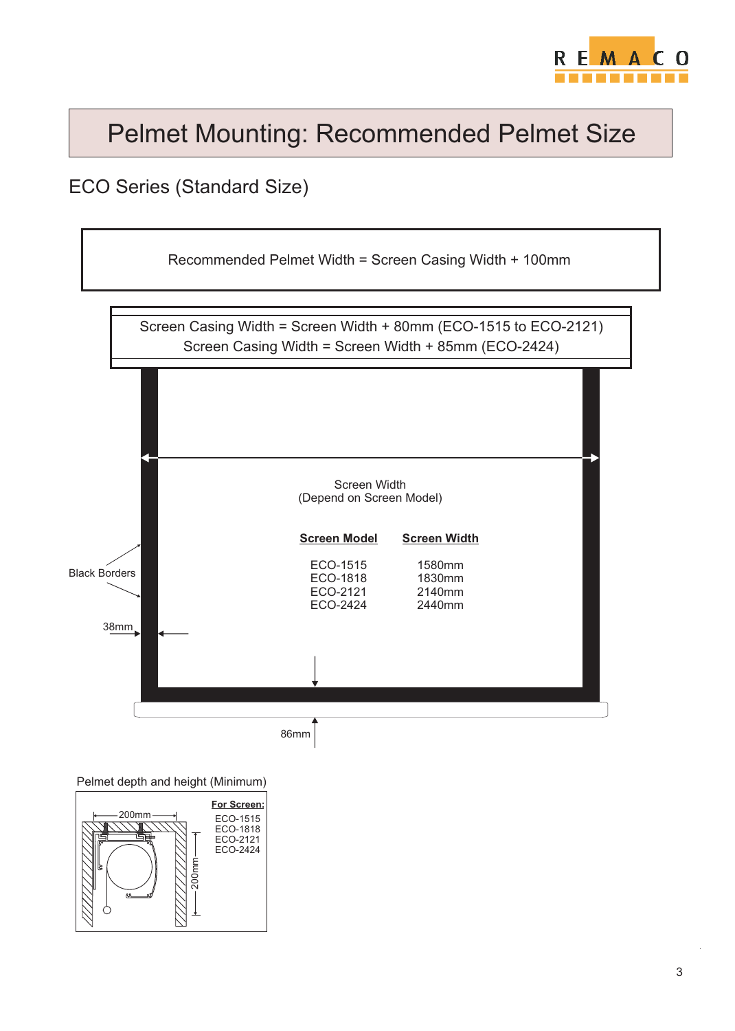# Pelmet Mounting: Recommended Pelmet Size

## ECO Series (Standard Size)

Recommended Pelmet Width = Screen Casing Width + 100mm

Screen Casing Width = Screen Width + 80mm (ECO-1515 to ECO-2121)
Screen Casing Width = Screen Width + 85mm (ECO-2424)

Screen Width
(Depend on Screen Model)

| Screen Model | Screen Width |
|---|---|
| ECO-1515 | 1580mm |
| ECO-1818 | 1830mm |
| ECO-2121 | 2140mm |
| ECO-2424 | 2440mm |

Black Borders

38mm

86mm

Pelmet depth and height (Minimum)

200mm

200mm

**For Screen:**
ECO-1515
ECO-1818
ECO-2121
ECO-2424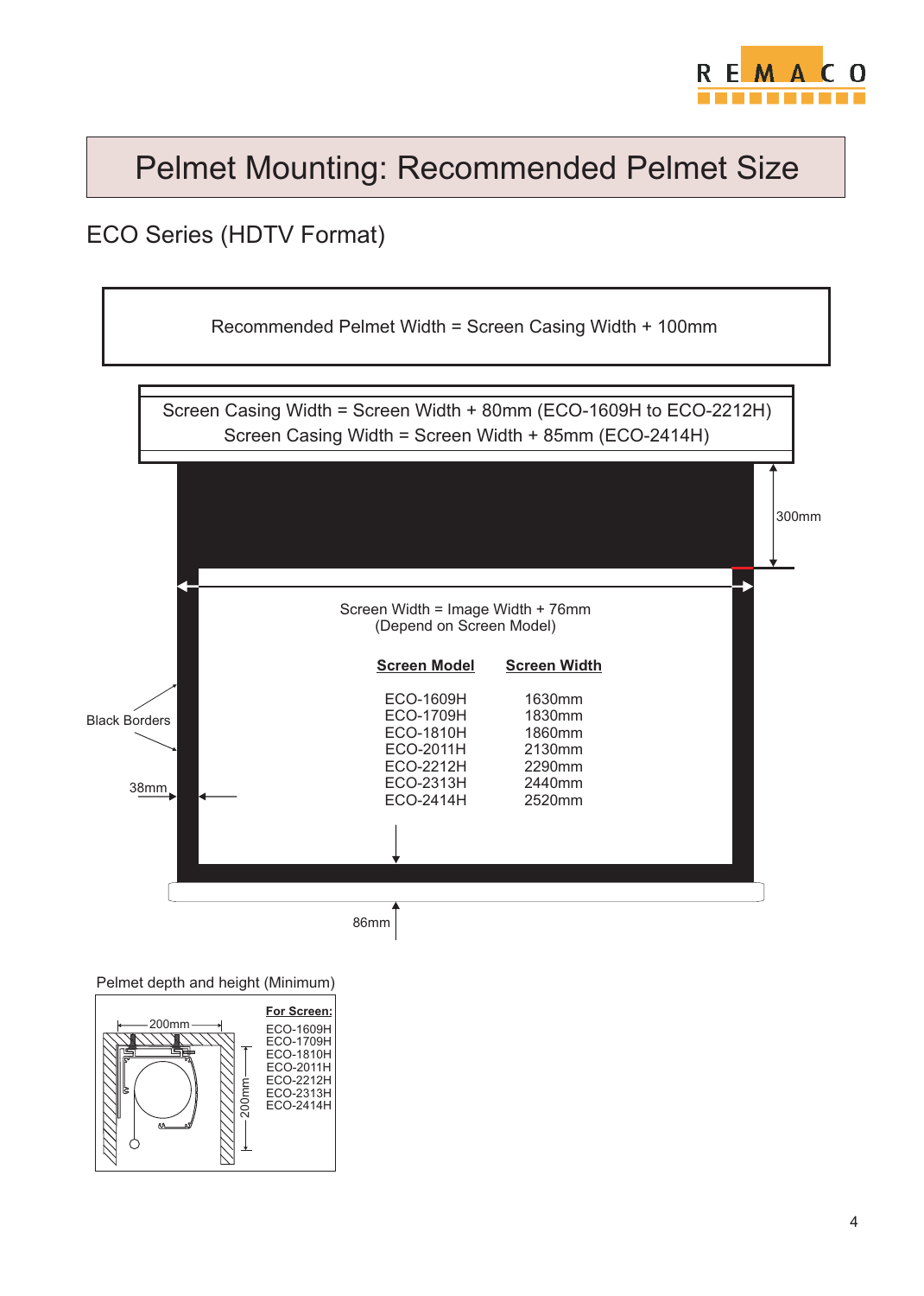# Pelmet Mounting: Recommended Pelmet Size

## ECO Series (HDTV Format)

Recommended Pelmet Width = Screen Casing Width + 100mm

Screen Casing Width = Screen Width + 80mm (ECO-1609H to ECO-2212H)
Screen Casing Width = Screen Width + 85mm (ECO-2414H)

300mm

Screen Width = Image Width + 76mm
(Depend on Screen Model)

| Screen Model | Screen Width |
| --- | --- |
| ECO-1609H | 1630mm |
| ECO-1709H | 1830mm |
| ECO-1810H | 1860mm |
| ECO-2011H | 2130mm |
| ECO-2212H | 2290mm |
| ECO-2313H | 2440mm |
| ECO-2414H | 2520mm |

Black Borders

38mm

86mm

Pelmet depth and height (Minimum)

200mm

200mm

**For Screen:**
ECO-1609H
ECO-1709H
ECO-1810H
ECO-2011H
ECO-2212H
ECO-2313H
ECO-2414H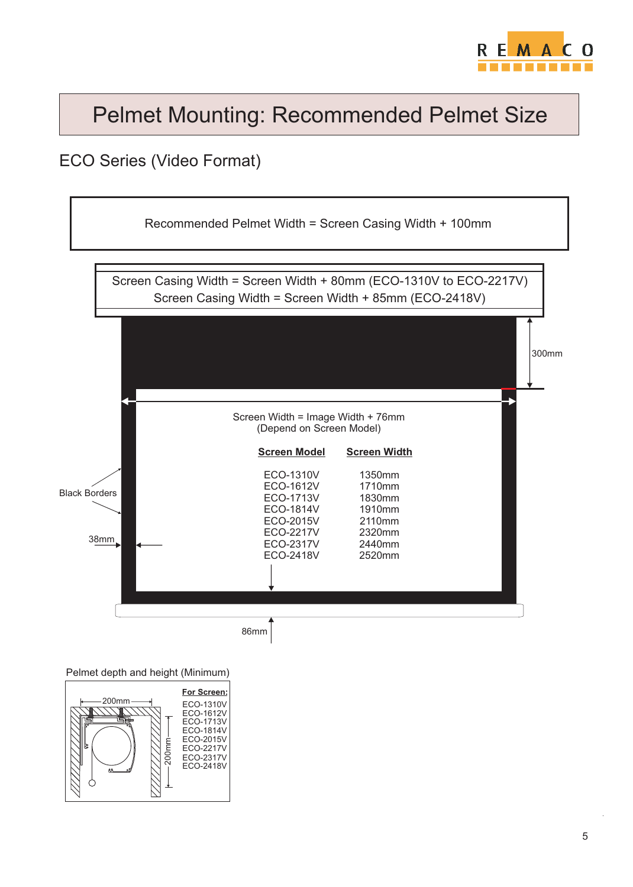# Pelmet Mounting: Recommended Pelmet Size

## ECO Series (Video Format)

Recommended Pelmet Width = Screen Casing Width + 100mm

Screen Casing Width = Screen Width + 80mm (ECO-1310V to ECO-2217V)
Screen Casing Width = Screen Width + 85mm (ECO-2418V)

300mm

Screen Width = Image Width + 76mm
(Depend on Screen Model)

| Screen Model | Screen Width |
|---|---|
| ECO-1310V | 1350mm |
| ECO-1612V | 1710mm |
| ECO-1713V | 1830mm |
| ECO-1814V | 1910mm |
| ECO-2015V | 2110mm |
| ECO-2217V | 2320mm |
| ECO-2317V | 2440mm |
| ECO-2418V | 2520mm |

Black Borders

38mm

86mm

Pelmet depth and height (Minimum)

200mm

200mm

**For Screen:**
ECO-1310V
ECO-1612V
ECO-1713V
ECO-1814V
ECO-2015V
ECO-2217V
ECO-2317V
ECO-2418V